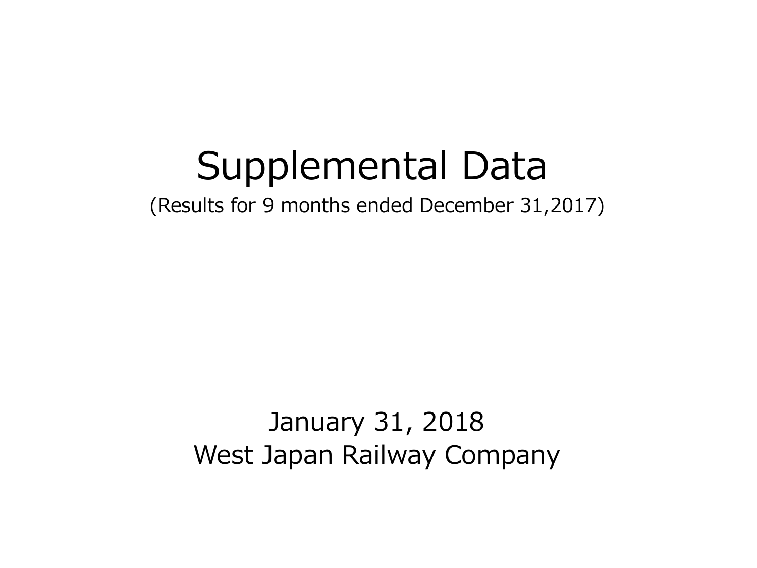# Supplemental Data

(Results for 9 months ended December 31,2017)

January 31, 2018

West Japan Railway Company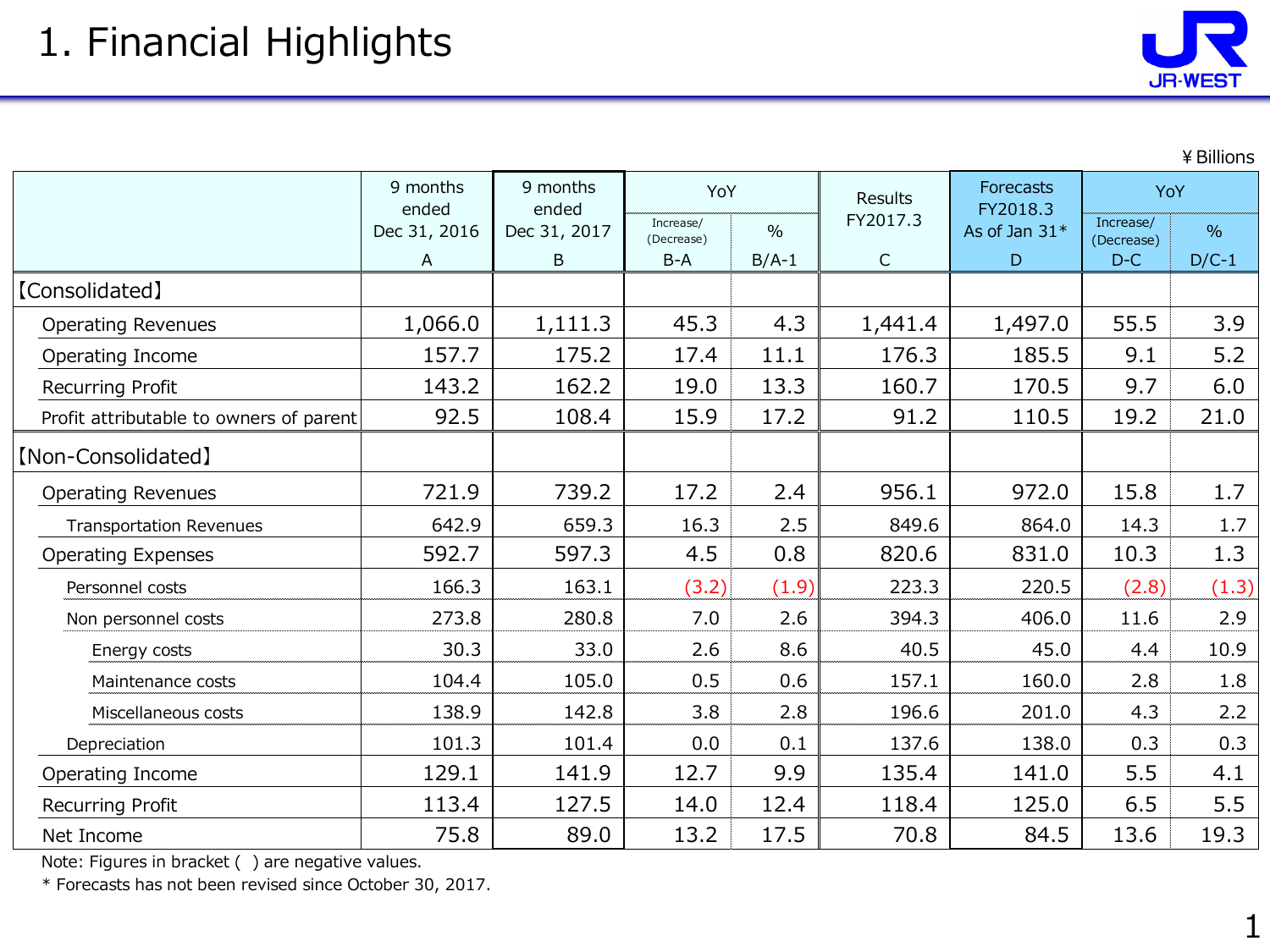# 1. Financial Highlights

¥Billions

| | 9 months ended Dec 31, 2016 A | 9 months ended Dec 31, 2017 B | YoY Increase/ (Decrease) B-A | YoY % B/A-1 | Results FY2017.3 C | Forecasts FY2018.3 As of Jan 31* D | YoY Increase/ (Decrease) D-C | YoY % D/C-1 |
|---|---|---|---|---|---|---|---|---|
| 【Consolidated】 | | | | | | | | |
| Operating Revenues | 1,066.0 | 1,111.3 | 45.3 | 4.3 | 1,441.4 | 1,497.0 | 55.5 | 3.9 |
| Operating Income | 157.7 | 175.2 | 17.4 | 11.1 | 176.3 | 185.5 | 9.1 | 5.2 |
| Recurring Profit | 143.2 | 162.2 | 19.0 | 13.3 | 160.7 | 170.5 | 9.7 | 6.0 |
| Profit attributable to owners of parent | 92.5 | 108.4 | 15.9 | 17.2 | 91.2 | 110.5 | 19.2 | 21.0 |
| 【Non-Consolidated】 | | | | | | | | |
| Operating Revenues | 721.9 | 739.2 | 17.2 | 2.4 | 956.1 | 972.0 | 15.8 | 1.7 |
| Transportation Revenues | 642.9 | 659.3 | 16.3 | 2.5 | 849.6 | 864.0 | 14.3 | 1.7 |
| Operating Expenses | 592.7 | 597.3 | 4.5 | 0.8 | 820.6 | 831.0 | 10.3 | 1.3 |
| Personnel costs | 166.3 | 163.1 | (3.2) | (1.9) | 223.3 | 220.5 | (2.8) | (1.3) |
| Non personnel costs | 273.8 | 280.8 | 7.0 | 2.6 | 394.3 | 406.0 | 11.6 | 2.9 |
| Energy costs | 30.3 | 33.0 | 2.6 | 8.6 | 40.5 | 45.0 | 4.4 | 10.9 |
| Maintenance costs | 104.4 | 105.0 | 0.5 | 0.6 | 157.1 | 160.0 | 2.8 | 1.8 |
| Miscellaneous costs | 138.9 | 142.8 | 3.8 | 2.8 | 196.6 | 201.0 | 4.3 | 2.2 |
| Depreciation | 101.3 | 101.4 | 0.0 | 0.1 | 137.6 | 138.0 | 0.3 | 0.3 |
| Operating Income | 129.1 | 141.9 | 12.7 | 9.9 | 135.4 | 141.0 | 5.5 | 4.1 |
| Recurring Profit | 113.4 | 127.5 | 14.0 | 12.4 | 118.4 | 125.0 | 6.5 | 5.5 |
| Net Income | 75.8 | 89.0 | 13.2 | 17.5 | 70.8 | 84.5 | 13.6 | 19.3 |

Note: Figures in bracket ( ) are negative values.

* Forecasts has not been revised since October 30, 2017.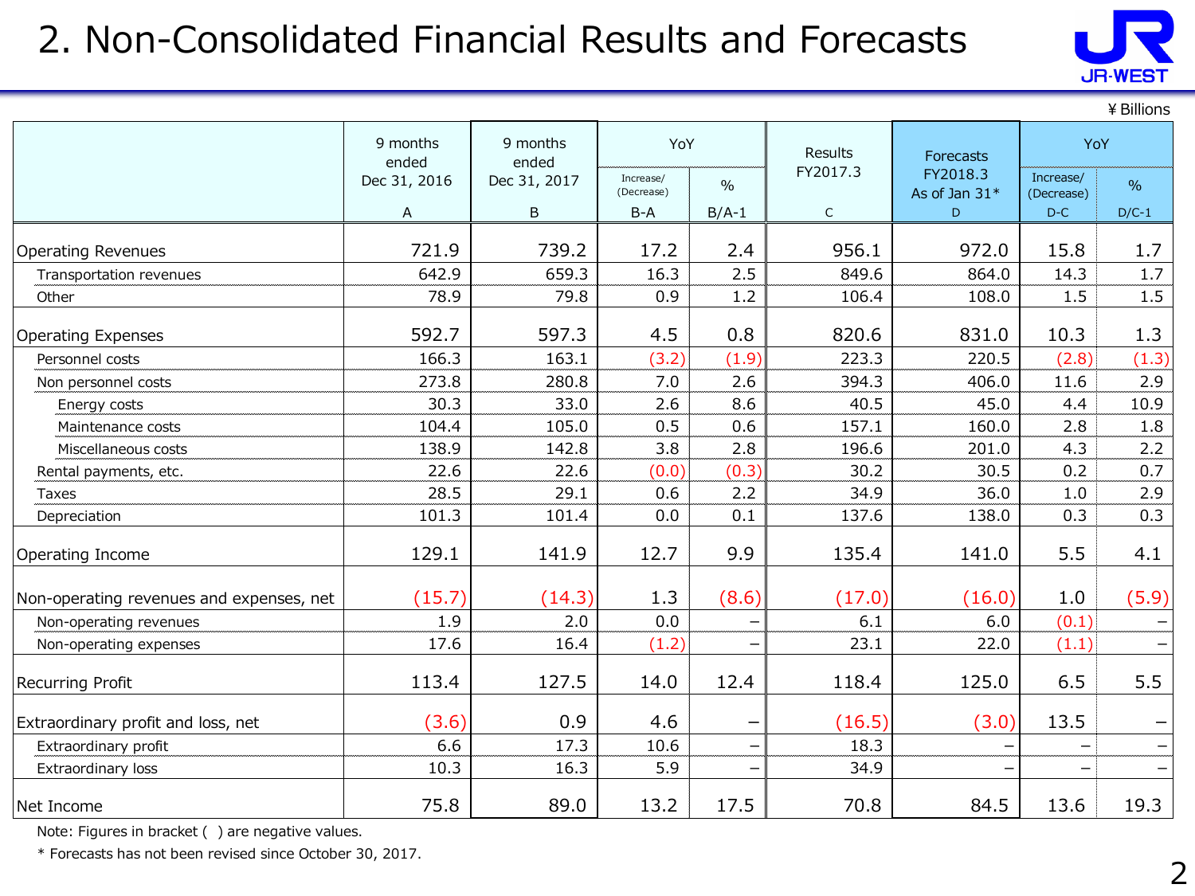# 2. Non-Consolidated Financial Results and Forecasts

¥ Billions

| | 9 months ended Dec 31, 2016 | 9 months ended Dec 31, 2017 | YoY | | Results FY2017.3 | Forecasts FY2018.3 As of Jan 31* | YoY | |
|---|---|---|---|---|---|---|---|---|
| | | | Increase/ (Decrease) | % | | | Increase/ (Decrease) | % |
| | A | B | B-A | B/A-1 | C | D | D-C | D/C-1 |
| Operating Revenues | 721.9 | 739.2 | 17.2 | 2.4 | 956.1 | 972.0 | 15.8 | 1.7 |
| Transportation revenues | 642.9 | 659.3 | 16.3 | 2.5 | 849.6 | 864.0 | 14.3 | 1.7 |
| Other | 78.9 | 79.8 | 0.9 | 1.2 | 106.4 | 108.0 | 1.5 | 1.5 |
| Operating Expenses | 592.7 | 597.3 | 4.5 | 0.8 | 820.6 | 831.0 | 10.3 | 1.3 |
| Personnel costs | 166.3 | 163.1 | (3.2) | (1.9) | 223.3 | 220.5 | (2.8) | (1.3) |
| Non personnel costs | 273.8 | 280.8 | 7.0 | 2.6 | 394.3 | 406.0 | 11.6 | 2.9 |
| Energy costs | 30.3 | 33.0 | 2.6 | 8.6 | 40.5 | 45.0 | 4.4 | 10.9 |
| Maintenance costs | 104.4 | 105.0 | 0.5 | 0.6 | 157.1 | 160.0 | 2.8 | 1.8 |
| Miscellaneous costs | 138.9 | 142.8 | 3.8 | 2.8 | 196.6 | 201.0 | 4.3 | 2.2 |
| Rental payments, etc. | 22.6 | 22.6 | (0.0) | (0.3) | 30.2 | 30.5 | 0.2 | 0.7 |
| Taxes | 28.5 | 29.1 | 0.6 | 2.2 | 34.9 | 36.0 | 1.0 | 2.9 |
| Depreciation | 101.3 | 101.4 | 0.0 | 0.1 | 137.6 | 138.0 | 0.3 | 0.3 |
| Operating Income | 129.1 | 141.9 | 12.7 | 9.9 | 135.4 | 141.0 | 5.5 | 4.1 |
| Non-operating revenues and expenses, net | (15.7) | (14.3) | 1.3 | (8.6) | (17.0) | (16.0) | 1.0 | (5.9) |
| Non-operating revenues | 1.9 | 2.0 | 0.0 | – | 6.1 | 6.0 | (0.1) | – |
| Non-operating expenses | 17.6 | 16.4 | (1.2) | – | 23.1 | 22.0 | (1.1) | – |
| Recurring Profit | 113.4 | 127.5 | 14.0 | 12.4 | 118.4 | 125.0 | 6.5 | 5.5 |
| Extraordinary profit and loss, net | (3.6) | 0.9 | 4.6 | – | (16.5) | (3.0) | 13.5 | – |
| Extraordinary profit | 6.6 | 17.3 | 10.6 | – | 18.3 | – | – | – |
| Extraordinary loss | 10.3 | 16.3 | 5.9 | – | 34.9 | – | – | – |
| Net Income | 75.8 | 89.0 | 13.2 | 17.5 | 70.8 | 84.5 | 13.6 | 19.3 |

Note: Figures in bracket ( ) are negative values.

* Forecasts has not been revised since October 30, 2017.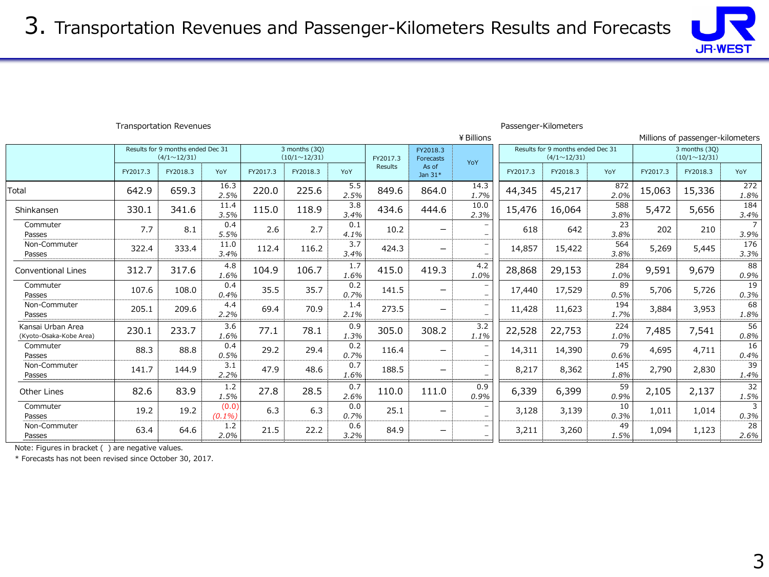# 3. Transportation Revenues and Passenger-Kilometers Results and Forecasts

Transportation Revenues

¥Billions

| | Results for 9 months ended Dec 31 (4/1～12/31) | | | 3 months (3Q) (10/1～12/31) | | | FY2017.3 Results | FY2018.3 Forecasts As of Jan 31* | YoY |
|---|---|---|---|---|---|---|---|---|---|
| | FY2017.3 | FY2018.3 | YoY | FY2017.3 | FY2018.3 | YoY | | | |
| Total | 642.9 | 659.3 | 16.3 2.5% | 220.0 | 225.6 | 5.5 2.5% | 849.6 | 864.0 | 14.3 1.7% |
| Shinkansen | 330.1 | 341.6 | 11.4 3.5% | 115.0 | 118.9 | 3.8 3.4% | 434.6 | 444.6 | 10.0 2.3% |
| Commuter Passes | 7.7 | 8.1 | 0.4 5.5% | 2.6 | 2.7 | 0.1 4.1% | 10.2 | – | – |
| Non-Commuter Passes | 322.4 | 333.4 | 11.0 3.4% | 112.4 | 116.2 | 3.7 3.4% | 424.3 | – | – |
| Conventional Lines | 312.7 | 317.6 | 4.8 1.6% | 104.9 | 106.7 | 1.7 1.6% | 415.0 | 419.3 | 4.2 1.0% |
| Commuter Passes | 107.6 | 108.0 | 0.4 0.4% | 35.5 | 35.7 | 0.2 0.7% | 141.5 | – | – |
| Non-Commuter Passes | 205.1 | 209.6 | 4.4 2.2% | 69.4 | 70.9 | 1.4 2.1% | 273.5 | – | – |
| Kansai Urban Area (Kyoto-Osaka-Kobe Area) | 230.1 | 233.7 | 3.6 1.6% | 77.1 | 78.1 | 0.9 1.3% | 305.0 | 308.2 | 3.2 1.1% |
| Commuter Passes | 88.3 | 88.8 | 0.4 0.5% | 29.2 | 29.4 | 0.2 0.7% | 116.4 | – | – |
| Non-Commuter Passes | 141.7 | 144.9 | 3.1 2.2% | 47.9 | 48.6 | 0.7 1.6% | 188.5 | – | – |
| Other Lines | 82.6 | 83.9 | 1.2 1.5% | 27.8 | 28.5 | 0.7 2.6% | 110.0 | 111.0 | 0.9 0.9% |
| Commuter Passes | 19.2 | 19.2 | (0.0) (0.1%) | 6.3 | 6.3 | 0.0 0.7% | 25.1 | – | – |
| Non-Commuter Passes | 63.4 | 64.6 | 1.2 2.0% | 21.5 | 22.2 | 0.6 3.2% | 84.9 | – | – |

Passenger-Kilometers

Millions of passenger-kilometers

| | Results for 9 months ended Dec 31 (4/1～12/31) | | | 3 months (3Q) (10/1～12/31) | | |
|---|---|---|---|---|---|---|
| | FY2017.3 | FY2018.3 | YoY | FY2017.3 | FY2018.3 | YoY |
| Total | 44,345 | 45,217 | 872 2.0% | 15,063 | 15,336 | 272 1.8% |
| Shinkansen | 15,476 | 16,064 | 588 3.8% | 5,472 | 5,656 | 184 3.4% |
| Commuter Passes | 618 | 642 | 23 3.8% | 202 | 210 | 7 3.9% |
| Non-Commuter Passes | 14,857 | 15,422 | 564 3.8% | 5,269 | 5,445 | 176 3.3% |
| Conventional Lines | 28,868 | 29,153 | 284 1.0% | 9,591 | 9,679 | 88 0.9% |
| Commuter Passes | 17,440 | 17,529 | 89 0.5% | 5,706 | 5,726 | 19 0.3% |
| Non-Commuter Passes | 11,428 | 11,623 | 194 1.7% | 3,884 | 3,953 | 68 1.8% |
| Kansai Urban Area (Kyoto-Osaka-Kobe Area) | 22,528 | 22,753 | 224 1.0% | 7,485 | 7,541 | 56 0.8% |
| Commuter Passes | 14,311 | 14,390 | 79 0.6% | 4,695 | 4,711 | 16 0.4% |
| Non-Commuter Passes | 8,217 | 8,362 | 145 1.8% | 2,790 | 2,830 | 39 1.4% |
| Other Lines | 6,339 | 6,399 | 59 0.9% | 2,105 | 2,137 | 32 1.5% |
| Commuter Passes | 3,128 | 3,139 | 10 0.3% | 1,011 | 1,014 | 3 0.3% |
| Non-Commuter Passes | 3,211 | 3,260 | 49 1.5% | 1,094 | 1,123 | 28 2.6% |

Note: Figures in bracket ( ) are negative values.

* Forecasts has not been revised since October 30, 2017.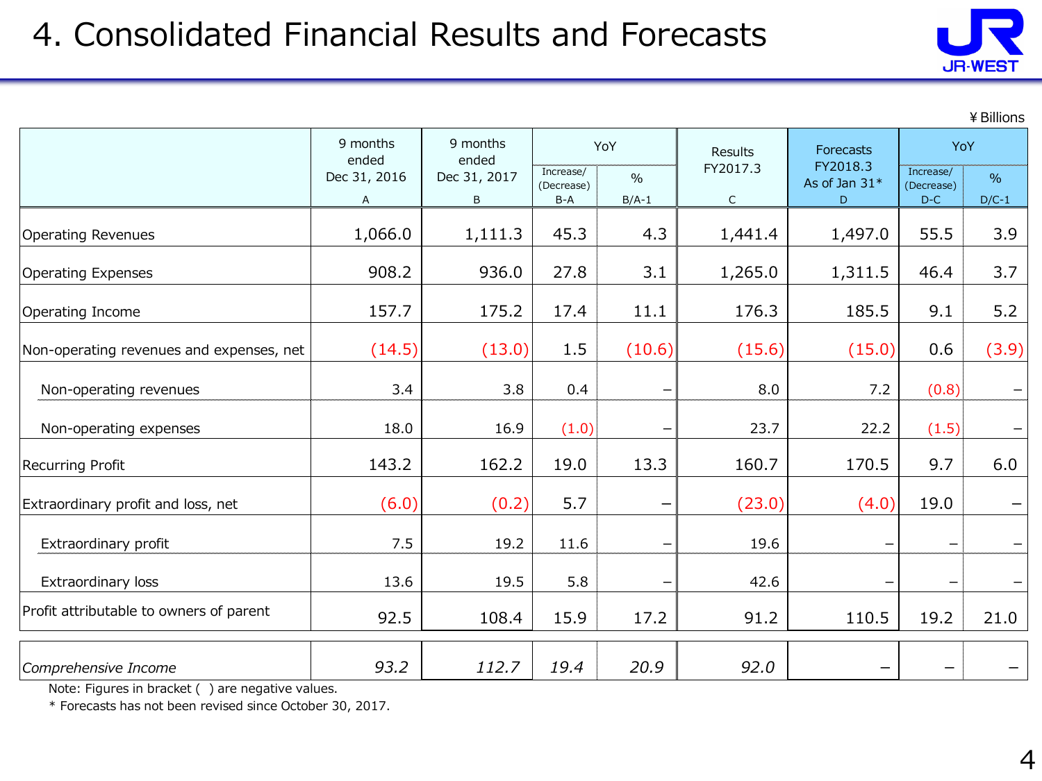# 4. Consolidated Financial Results and Forecasts

¥Billions

| | 9 months ended Dec 31, 2016<br>A | 9 months ended Dec 31, 2017<br>B | YoY | | Results FY2017.3<br>C | Forecasts FY2018.3 As of Jan 31*<br>D | YoY | |
|---|---|---|---|---|---|---|---|---|
| | | | Increase/ (Decrease)<br>B-A | %<br>B/A-1 | | | Increase/ (Decrease)<br>D-C | %<br>D/C-1 |
| Operating Revenues | 1,066.0 | 1,111.3 | 45.3 | 4.3 | 1,441.4 | 1,497.0 | 55.5 | 3.9 |
| Operating Expenses | 908.2 | 936.0 | 27.8 | 3.1 | 1,265.0 | 1,311.5 | 46.4 | 3.7 |
| Operating Income | 157.7 | 175.2 | 17.4 | 11.1 | 176.3 | 185.5 | 9.1 | 5.2 |
| Non-operating revenues and expenses, net | (14.5) | (13.0) | 1.5 | (10.6) | (15.6) | (15.0) | 0.6 | (3.9) |
| Non-operating revenues | 3.4 | 3.8 | 0.4 | – | 8.0 | 7.2 | (0.8) | – |
| Non-operating expenses | 18.0 | 16.9 | (1.0) | – | 23.7 | 22.2 | (1.5) | – |
| Recurring Profit | 143.2 | 162.2 | 19.0 | 13.3 | 160.7 | 170.5 | 9.7 | 6.0 |
| Extraordinary profit and loss, net | (6.0) | (0.2) | 5.7 | – | (23.0) | (4.0) | 19.0 | – |
| Extraordinary profit | 7.5 | 19.2 | 11.6 | – | 19.6 | – | – | – |
| Extraordinary loss | 13.6 | 19.5 | 5.8 | – | 42.6 | – | – | – |
| Profit attributable to owners of parent | 92.5 | 108.4 | 15.9 | 17.2 | 91.2 | 110.5 | 19.2 | 21.0 |
| *Comprehensive Income* | *93.2* | *112.7* | *19.4* | *20.9* | *92.0* | – | – | – |

Note: Figures in bracket ( ) are negative values.

* Forecasts has not been revised since October 30, 2017.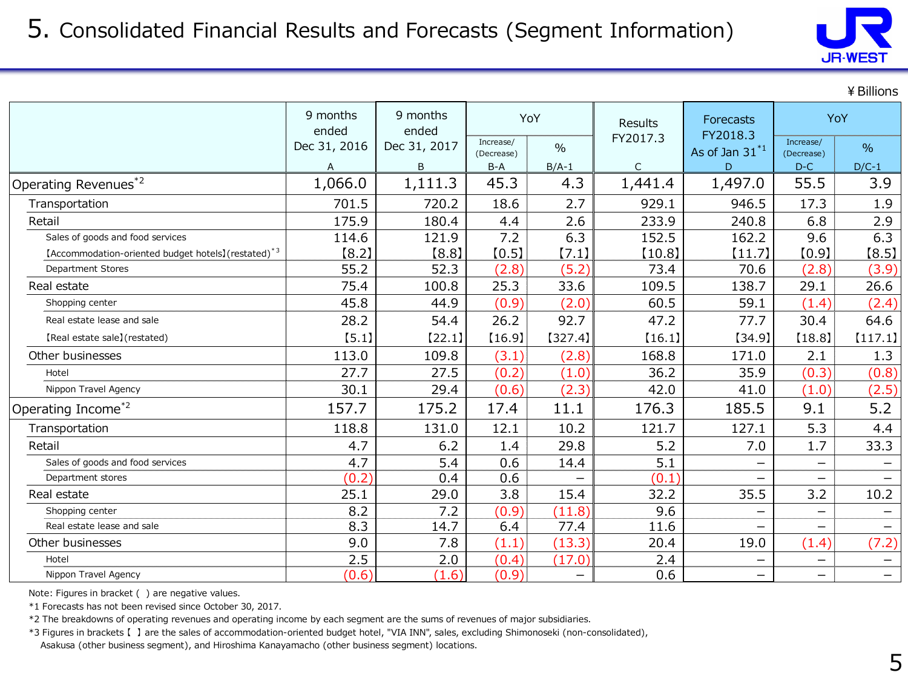# 5. Consolidated Financial Results and Forecasts (Segment Information)

¥Billions

| | 9 months ended Dec 31, 2016 A | 9 months ended Dec 31, 2017 B | YoY Increase/ (Decrease) B-A | YoY % B/A-1 | Results FY2017.3 C | Forecasts FY2018.3 As of Jan 31[*1] D | YoY Increase/ (Decrease) D-C | YoY % D/C-1 |
|---|---|---|---|---|---|---|---|---|
| Operating Revenues[*2] | 1,066.0 | 1,111.3 | 45.3 | 4.3 | 1,441.4 | 1,497.0 | 55.5 | 3.9 |
| Transportation | 701.5 | 720.2 | 18.6 | 2.7 | 929.1 | 946.5 | 17.3 | 1.9 |
| Retail | 175.9 | 180.4 | 4.4 | 2.6 | 233.9 | 240.8 | 6.8 | 2.9 |
| Sales of goods and food services | 114.6 | 121.9 | 7.2 | 6.3 | 152.5 | 162.2 | 9.6 | 6.3 |
| 【Accommodation-oriented budget hotels】(restated)[*3] | 【8.2】 | 【8.8】 | 【0.5】 | 【7.1】 | 【10.8】 | 【11.7】 | 【0.9】 | 【8.5】 |
| Department Stores | 55.2 | 52.3 | (2.8) | (5.2) | 73.4 | 70.6 | (2.8) | (3.9) |
| Real estate | 75.4 | 100.8 | 25.3 | 33.6 | 109.5 | 138.7 | 29.1 | 26.6 |
| Shopping center | 45.8 | 44.9 | (0.9) | (2.0) | 60.5 | 59.1 | (1.4) | (2.4) |
| Real estate lease and sale | 28.2 | 54.4 | 26.2 | 92.7 | 47.2 | 77.7 | 30.4 | 64.6 |
| 【Real estate sale】(restated) | 【5.1】 | 【22.1】 | 【16.9】 | 【327.4】 | 【16.1】 | 【34.9】 | 【18.8】 | 【117.1】 |
| Other businesses | 113.0 | 109.8 | (3.1) | (2.8) | 168.8 | 171.0 | 2.1 | 1.3 |
| Hotel | 27.7 | 27.5 | (0.2) | (1.0) | 36.2 | 35.9 | (0.3) | (0.8) |
| Nippon Travel Agency | 30.1 | 29.4 | (0.6) | (2.3) | 42.0 | 41.0 | (1.0) | (2.5) |
| Operating Income[*2] | 157.7 | 175.2 | 17.4 | 11.1 | 176.3 | 185.5 | 9.1 | 5.2 |
| Transportation | 118.8 | 131.0 | 12.1 | 10.2 | 121.7 | 127.1 | 5.3 | 4.4 |
| Retail | 4.7 | 6.2 | 1.4 | 29.8 | 5.2 | 7.0 | 1.7 | 33.3 |
| Sales of goods and food services | 4.7 | 5.4 | 0.6 | 14.4 | 5.1 | – | – | – |
| Department stores | (0.2) | 0.4 | 0.6 | – | (0.1) | – | – | – |
| Real estate | 25.1 | 29.0 | 3.8 | 15.4 | 32.2 | 35.5 | 3.2 | 10.2 |
| Shopping center | 8.2 | 7.2 | (0.9) | (11.8) | 9.6 | – | – | – |
| Real estate lease and sale | 8.3 | 14.7 | 6.4 | 77.4 | 11.6 | – | – | – |
| Other businesses | 9.0 | 7.8 | (1.1) | (13.3) | 20.4 | 19.0 | (1.4) | (7.2) |
| Hotel | 2.5 | 2.0 | (0.4) | (17.0) | 2.4 | – | – | – |
| Nippon Travel Agency | (0.6) | (1.6) | (0.9) | – | 0.6 | – | – | – |

Note: Figures in bracket ( ) are negative values.

*1 Forecasts has not been revised since October 30, 2017.

*2 The breakdowns of operating revenues and operating income by each segment are the sums of revenues of major subsidiaries.

*3 Figures in brackets 【 】 are the sales of accommodation-oriented budget hotel, "VIA INN", sales, excluding Shimonoseki (non-consolidated), Asakusa (other business segment), and Hiroshima Kanayamacho (other business segment) locations.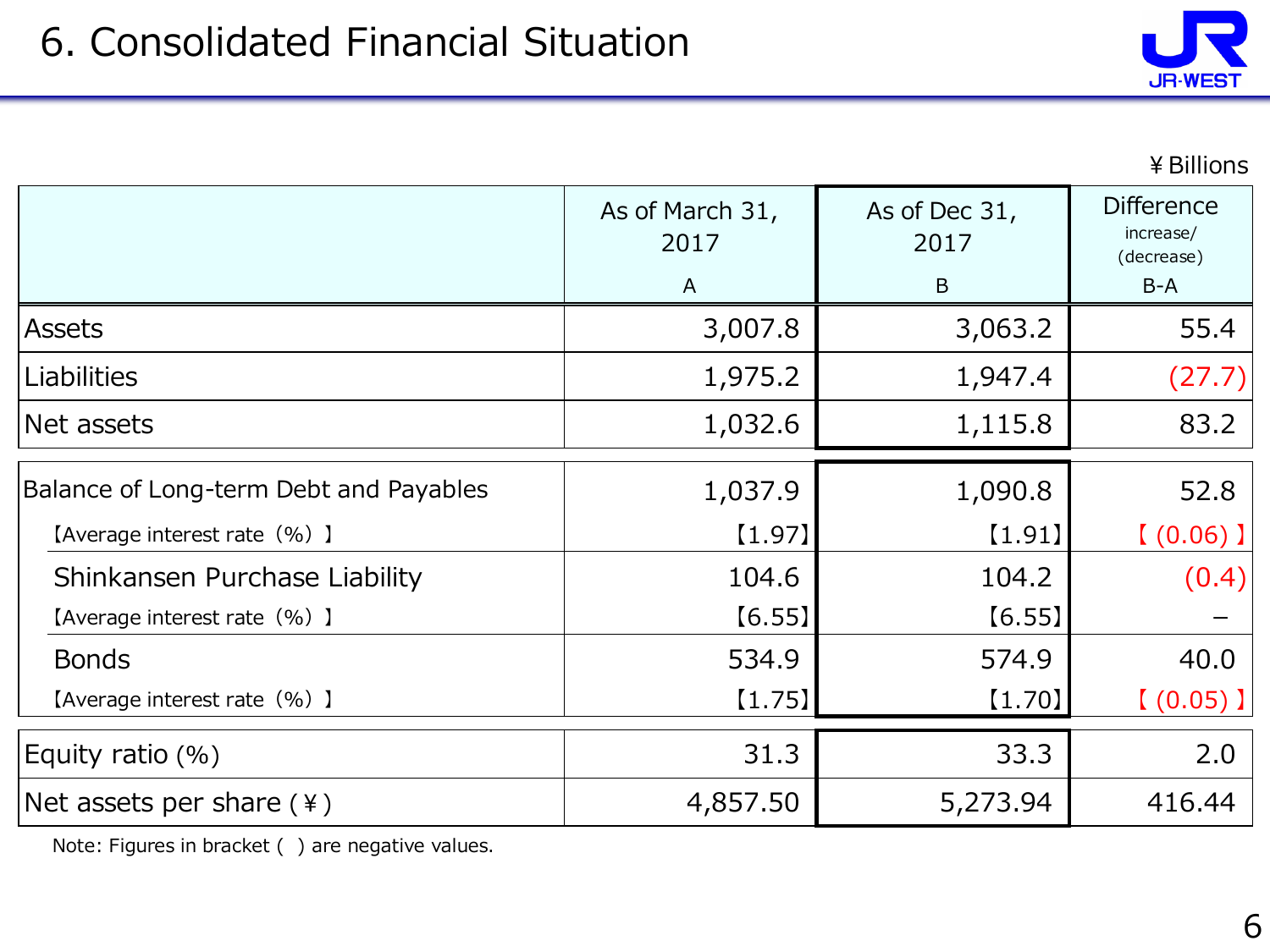# 6. Consolidated Financial Situation

¥Billions

| | As of March 31, 2017<br>A | As of Dec 31, 2017<br>B | Difference increase/ (decrease)<br>B-A |
|---|---|---|---|
| Assets | 3,007.8 | 3,063.2 | 55.4 |
| Liabilities | 1,975.2 | 1,947.4 | (27.7) |
| Net assets | 1,032.6 | 1,115.8 | 83.2 |
| Balance of Long-term Debt and Payables | 1,037.9 | 1,090.8 | 52.8 |
| 【Average interest rate（%）】 | 【1.97】 | 【1.91】 | 【(0.06)】 |
| Shinkansen Purchase Liability | 104.6 | 104.2 | (0.4) |
| 【Average interest rate（%）】 | 【6.55】 | 【6.55】 | － |
| Bonds | 534.9 | 574.9 | 40.0 |
| 【Average interest rate（%）】 | 【1.75】 | 【1.70】 | 【(0.05)】 |
| Equity ratio (%) | 31.3 | 33.3 | 2.0 |
| Net assets per share (¥) | 4,857.50 | 5,273.94 | 416.44 |

Note: Figures in bracket ( ) are negative values.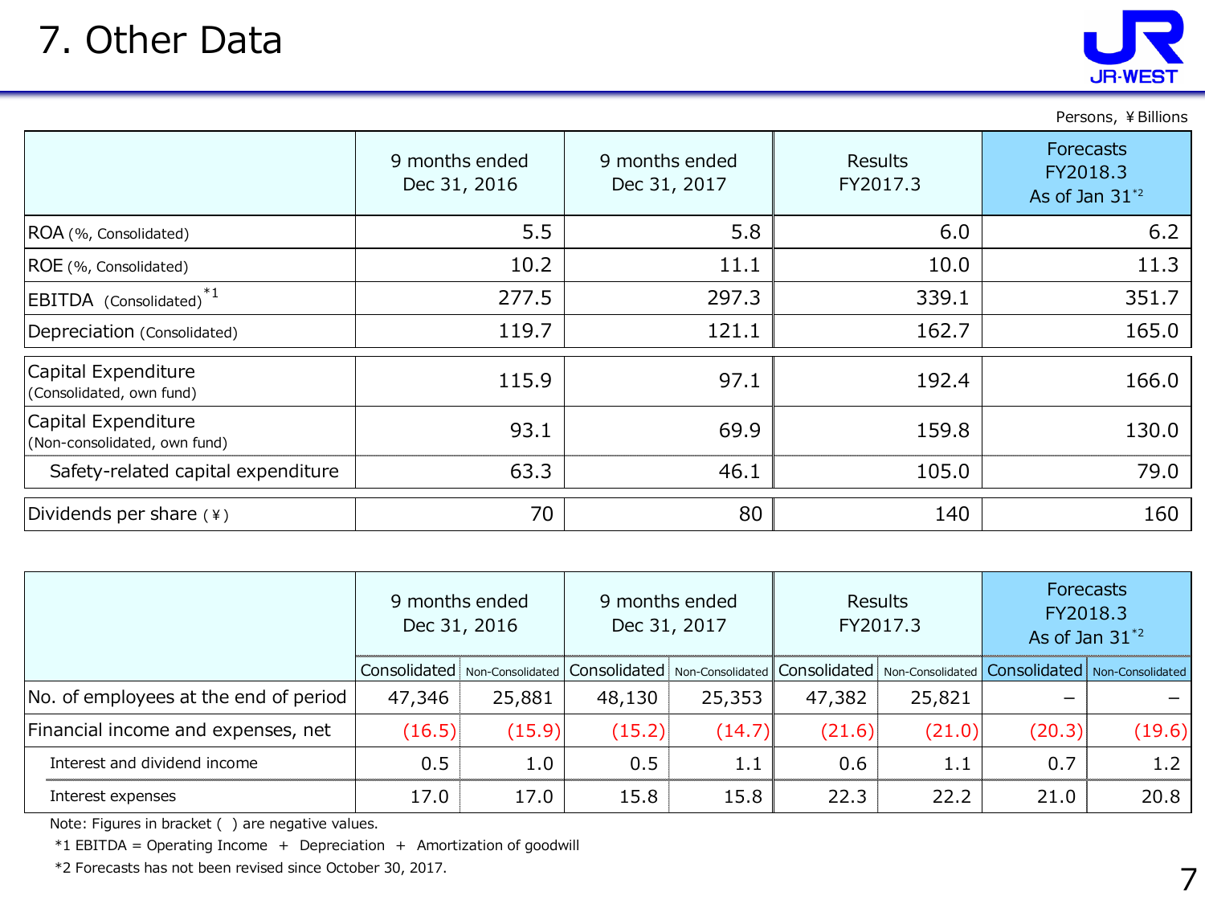# 7. Other Data

Persons, ¥Billions

| | 9 months ended Dec 31, 2016 | 9 months ended Dec 31, 2017 | Results FY2017.3 | Forecasts FY2018.3 As of Jan 31*2 |
|---|---|---|---|---|
| ROA (%, Consolidated) | 5.5 | 5.8 | 6.0 | 6.2 |
| ROE (%, Consolidated) | 10.2 | 11.1 | 10.0 | 11.3 |
| EBITDA (Consolidated)*1 | 277.5 | 297.3 | 339.1 | 351.7 |
| Depreciation (Consolidated) | 119.7 | 121.1 | 162.7 | 165.0 |
| Capital Expenditure (Consolidated, own fund) | 115.9 | 97.1 | 192.4 | 166.0 |
| Capital Expenditure (Non-consolidated, own fund) | 93.1 | 69.9 | 159.8 | 130.0 |
| Safety-related capital expenditure | 63.3 | 46.1 | 105.0 | 79.0 |
| Dividends per share (¥) | 70 | 80 | 140 | 160 |

| | 9 months ended Dec 31, 2016 | | 9 months ended Dec 31, 2017 | | Results FY2017.3 | | Forecasts FY2018.3 As of Jan 31*2 | |
|---|---|---|---|---|---|---|---|---|
| | Consolidated | Non-Consolidated | Consolidated | Non-Consolidated | Consolidated | Non-Consolidated | Consolidated | Non-Consolidated |
| No. of employees at the end of period | 47,346 | 25,881 | 48,130 | 25,353 | 47,382 | 25,821 | – | – |
| Financial income and expenses, net | (16.5) | (15.9) | (15.2) | (14.7) | (21.6) | (21.0) | (20.3) | (19.6) |
| Interest and dividend income | 0.5 | 1.0 | 0.5 | 1.1 | 0.6 | 1.1 | 0.7 | 1.2 |
| Interest expenses | 17.0 | 17.0 | 15.8 | 15.8 | 22.3 | 22.2 | 21.0 | 20.8 |

Note: Figures in bracket ( ) are negative values.

*1 EBITDA = Operating Income + Depreciation + Amortization of goodwill

*2 Forecasts has not been revised since October 30, 2017.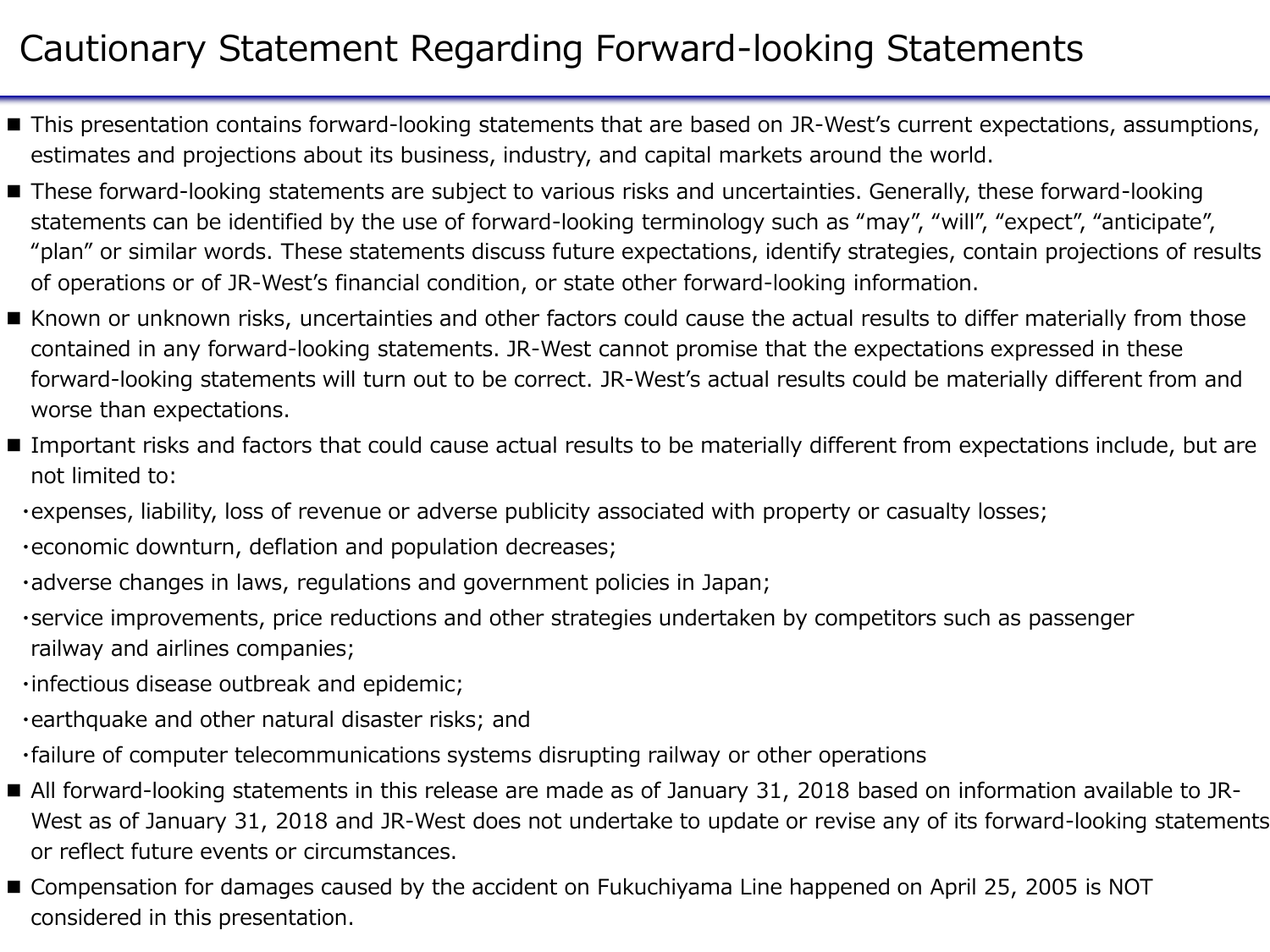# Cautionary Statement Regarding Forward-looking Statements

- This presentation contains forward-looking statements that are based on JR-West's current expectations, assumptions, estimates and projections about its business, industry, and capital markets around the world.
- These forward-looking statements are subject to various risks and uncertainties. Generally, these forward-looking statements can be identified by the use of forward-looking terminology such as "may", "will", "expect", "anticipate", "plan" or similar words. These statements discuss future expectations, identify strategies, contain projections of results of operations or of JR-West's financial condition, or state other forward-looking information.
- Known or unknown risks, uncertainties and other factors could cause the actual results to differ materially from those contained in any forward-looking statements. JR-West cannot promise that the expectations expressed in these forward-looking statements will turn out to be correct. JR-West's actual results could be materially different from and worse than expectations.
- Important risks and factors that could cause actual results to be materially different from expectations include, but are not limited to:
  - expenses, liability, loss of revenue or adverse publicity associated with property or casualty losses;
  - economic downturn, deflation and population decreases;
  - adverse changes in laws, regulations and government policies in Japan;
  - service improvements, price reductions and other strategies undertaken by competitors such as passenger railway and airlines companies;
  - infectious disease outbreak and epidemic;
  - earthquake and other natural disaster risks; and
  - failure of computer telecommunications systems disrupting railway or other operations
- All forward-looking statements in this release are made as of January 31, 2018 based on information available to JR-West as of January 31, 2018 and JR-West does not undertake to update or revise any of its forward-looking statements or reflect future events or circumstances.
- Compensation for damages caused by the accident on Fukuchiyama Line happened on April 25, 2005 is NOT considered in this presentation.